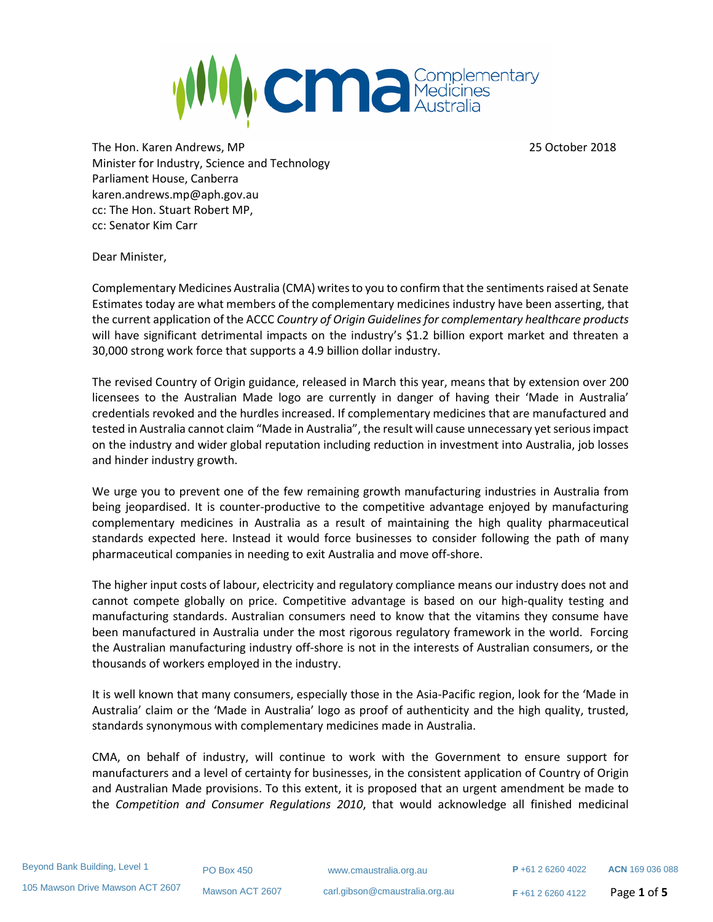The Hon. Karen Andrews, MP
Minister for Industry, Science and Technology
Parliament House, Canberra
karen.andrews.mp@aph.gov.au
cc: The Hon. Stuart Robert MP,
cc: Senator Kim Carr

25 October 2018

Dear Minister,

Complementary Medicines Australia (CMA) writes to you to confirm that the sentiments raised at Senate Estimates today are what members of the complementary medicines industry have been asserting, that the current application of the ACCC *Country of Origin Guidelines for complementary healthcare products* will have significant detrimental impacts on the industry's $1.2 billion export market and threaten a 30,000 strong work force that supports a 4.9 billion dollar industry.

The revised Country of Origin guidance, released in March this year, means that by extension over 200 licensees to the Australian Made logo are currently in danger of having their 'Made in Australia' credentials revoked and the hurdles increased. If complementary medicines that are manufactured and tested in Australia cannot claim "Made in Australia", the result will cause unnecessary yet serious impact on the industry and wider global reputation including reduction in investment into Australia, job losses and hinder industry growth.

We urge you to prevent one of the few remaining growth manufacturing industries in Australia from being jeopardised. It is counter-productive to the competitive advantage enjoyed by manufacturing complementary medicines in Australia as a result of maintaining the high quality pharmaceutical standards expected here. Instead it would force businesses to consider following the path of many pharmaceutical companies in needing to exit Australia and move off-shore.

The higher input costs of labour, electricity and regulatory compliance means our industry does not and cannot compete globally on price. Competitive advantage is based on our high-quality testing and manufacturing standards. Australian consumers need to know that the vitamins they consume have been manufactured in Australia under the most rigorous regulatory framework in the world. Forcing the Australian manufacturing industry off-shore is not in the interests of Australian consumers, or the thousands of workers employed in the industry.

It is well known that many consumers, especially those in the Asia-Pacific region, look for the 'Made in Australia' claim or the 'Made in Australia' logo as proof of authenticity and the high quality, trusted, standards synonymous with complementary medicines made in Australia.

CMA, on behalf of industry, will continue to work with the Government to ensure support for manufacturers and a level of certainty for businesses, in the consistent application of Country of Origin and Australian Made provisions. To this extent, it is proposed that an urgent amendment be made to the *Competition and Consumer Regulations 2010*, that would acknowledge all finished medicinal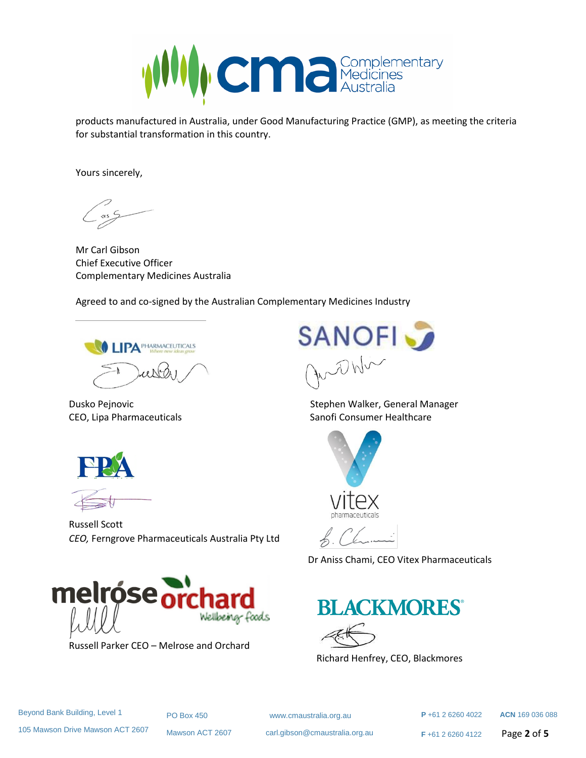products manufactured in Australia, under Good Manufacturing Practice (GMP), as meeting the criteria for substantial transformation in this country.

Yours sincerely,

Mr Carl Gibson
Chief Executive Officer
Complementary Medicines Australia

Agreed to and co-signed by the Australian Complementary Medicines Industry

Dusko Pejnovic
CEO, Lipa Pharmaceuticals

Stephen Walker, General Manager
Sanofi Consumer Healthcare

Russell Scott
*CEO,* Ferngrove Pharmaceuticals Australia Pty Ltd

Dr Aniss Chami, CEO Vitex Pharmaceuticals

Russell Parker CEO – Melrose and Orchard

Richard Henfrey, CEO, Blackmores

Beyond Bank Building, Level 1
105 Mawson Drive Mawson ACT 2607

PO Box 450
Mawson ACT 2607

www.cmaustralia.org.au
carl.gibson@cmaustralia.org.au

**P** +61 2 6260 4022
**F** +61 2 6260 4122

**ACN** 169 036 088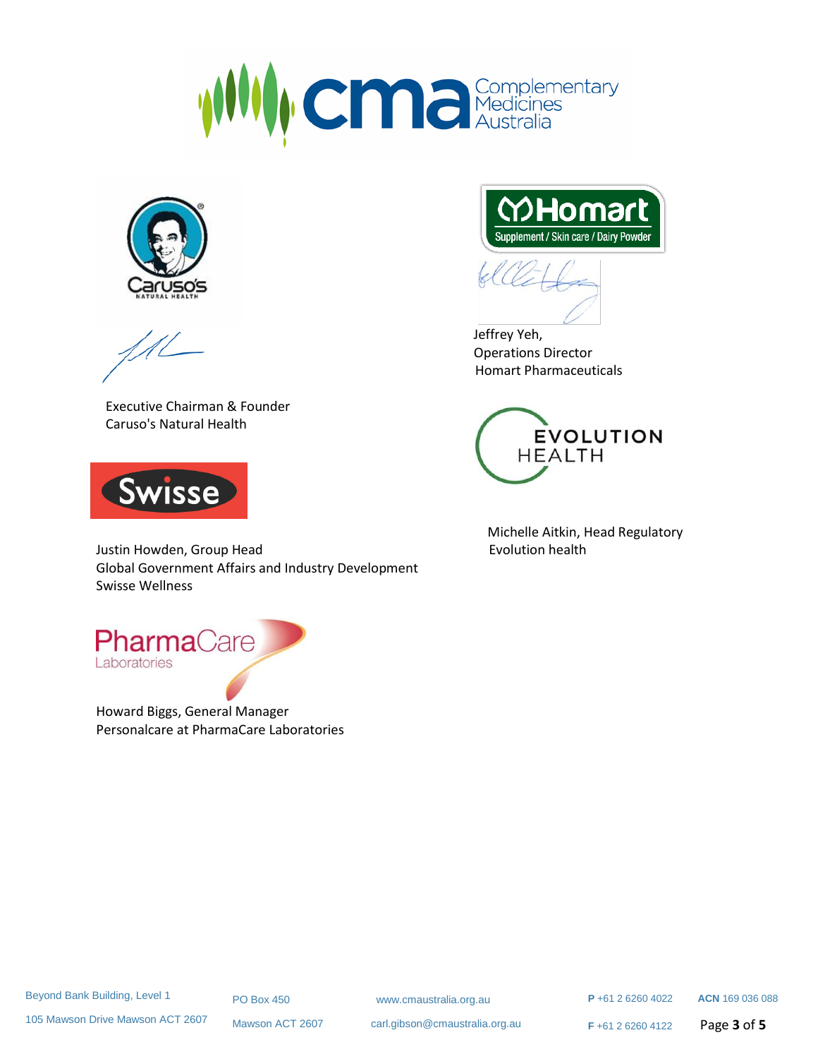Executive Chairman & Founder
Caruso's Natural Health

Jeffrey Yeh,
Operations Director
Homart Pharmaceuticals

Justin Howden, Group Head
Global Government Affairs and Industry Development
Swisse Wellness

Michelle Aitkin, Head Regulatory
Evolution health

Howard Biggs, General Manager
Personalcare at PharmaCare Laboratories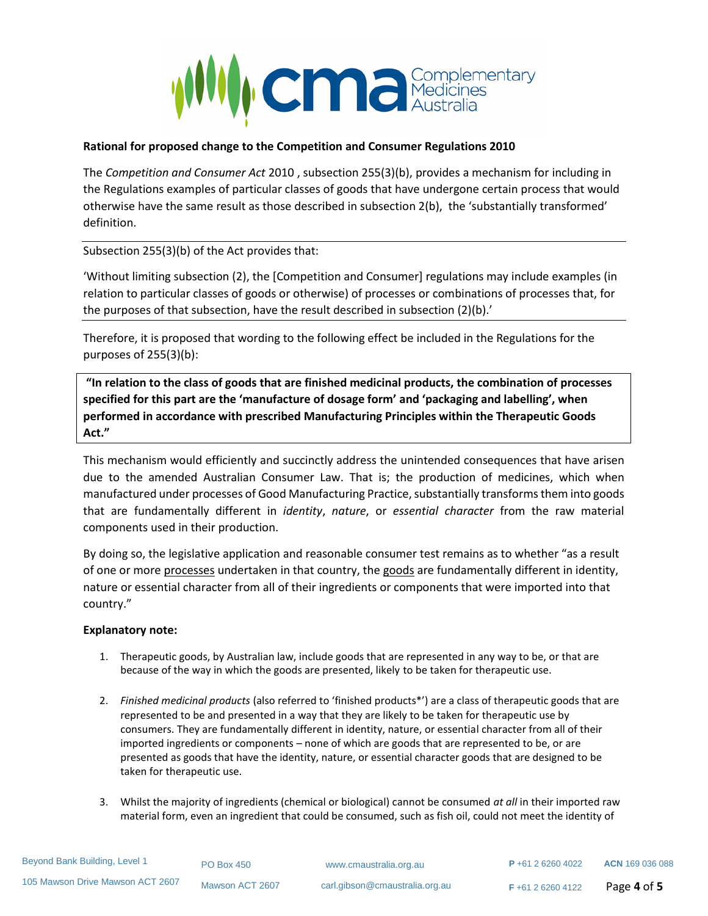**Rational for proposed change to the Competition and Consumer Regulations 2010**

The *Competition and Consumer Act* 2010 , subsection 255(3)(b), provides a mechanism for including in the Regulations examples of particular classes of goods that have undergone certain process that would otherwise have the same result as those described in subsection 2(b), the 'substantially transformed' definition.

Subsection 255(3)(b) of the Act provides that:

'Without limiting subsection (2), the [Competition and Consumer] regulations may include examples (in relation to particular classes of goods or otherwise) of processes or combinations of processes that, for the purposes of that subsection, have the result described in subsection (2)(b).'

Therefore, it is proposed that wording to the following effect be included in the Regulations for the purposes of 255(3)(b):

**"In relation to the class of goods that are finished medicinal products, the combination of processes specified for this part are the 'manufacture of dosage form' and 'packaging and labelling', when performed in accordance with prescribed Manufacturing Principles within the Therapeutic Goods Act."**

This mechanism would efficiently and succinctly address the unintended consequences that have arisen due to the amended Australian Consumer Law. That is; the production of medicines, which when manufactured under processes of Good Manufacturing Practice, substantially transforms them into goods that are fundamentally different in *identity*, *nature*, or *essential character* from the raw material components used in their production.

By doing so, the legislative application and reasonable consumer test remains as to whether "as a result of one or more processes undertaken in that country, the goods are fundamentally different in identity, nature or essential character from all of their ingredients or components that were imported into that country."

**Explanatory note:**

1. Therapeutic goods, by Australian law, include goods that are represented in any way to be, or that are because of the way in which the goods are presented, likely to be taken for therapeutic use.

2. *Finished medicinal products* (also referred to 'finished products*') are a class of therapeutic goods that are represented to be and presented in a way that they are likely to be taken for therapeutic use by consumers. They are fundamentally different in identity, nature, or essential character from all of their imported ingredients or components – none of which are goods that are represented to be, or are presented as goods that have the identity, nature, or essential character goods that are designed to be taken for therapeutic use.

3. Whilst the majority of ingredients (chemical or biological) cannot be consumed *at all* in their imported raw material form, even an ingredient that could be consumed, such as fish oil, could not meet the identity of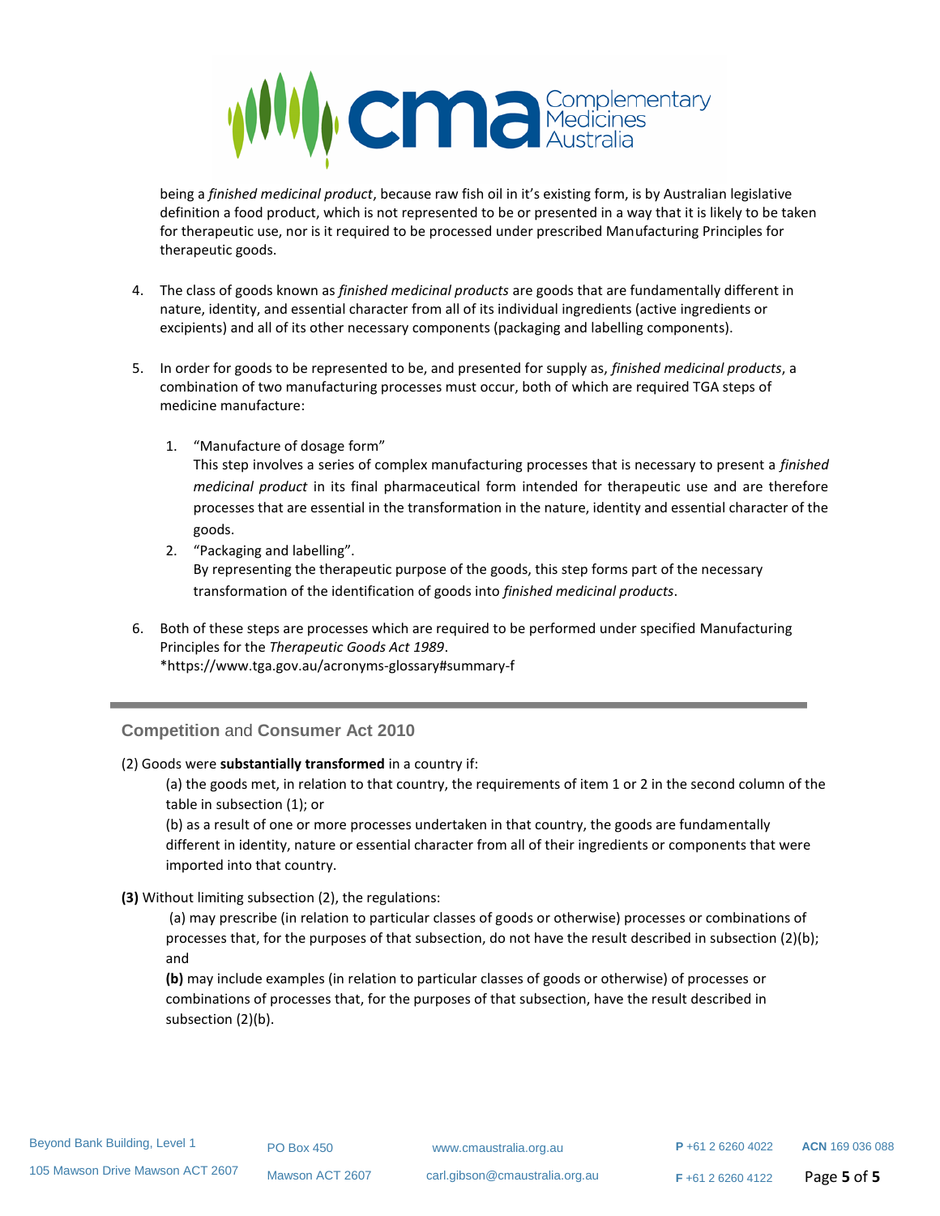being a *finished medicinal product*, because raw fish oil in it's existing form, is by Australian legislative definition a food product, which is not represented to be or presented in a way that it is likely to be taken for therapeutic use, nor is it required to be processed under prescribed Manufacturing Principles for therapeutic goods.

4. The class of goods known as *finished medicinal products* are goods that are fundamentally different in nature, identity, and essential character from all of its individual ingredients (active ingredients or excipients) and all of its other necessary components (packaging and labelling components).

5. In order for goods to be represented to be, and presented for supply as, *finished medicinal products*, a combination of two manufacturing processes must occur, both of which are required TGA steps of medicine manufacture:

   1. "Manufacture of dosage form"
      This step involves a series of complex manufacturing processes that is necessary to present a *finished medicinal product* in its final pharmaceutical form intended for therapeutic use and are therefore processes that are essential in the transformation in the nature, identity and essential character of the goods.
   2. "Packaging and labelling".
      By representing the therapeutic purpose of the goods, this step forms part of the necessary transformation of the identification of goods into *finished medicinal products*.

6. Both of these steps are processes which are required to be performed under specified Manufacturing Principles for the *Therapeutic Goods Act 1989*.
   *https://www.tga.gov.au/acronyms-glossary#summary-f

---

## Competition and Consumer Act 2010

(2) Goods were **substantially transformed** in a country if:

(a) the goods met, in relation to that country, the requirements of item 1 or 2 in the second column of the table in subsection (1); or

(b) as a result of one or more processes undertaken in that country, the goods are fundamentally different in identity, nature or essential character from all of their ingredients or components that were imported into that country.

**(3)** Without limiting subsection (2), the regulations:

(a) may prescribe (in relation to particular classes of goods or otherwise) processes or combinations of processes that, for the purposes of that subsection, do not have the result described in subsection (2)(b); and

**(b)** may include examples (in relation to particular classes of goods or otherwise) of processes or combinations of processes that, for the purposes of that subsection, have the result described in subsection (2)(b).